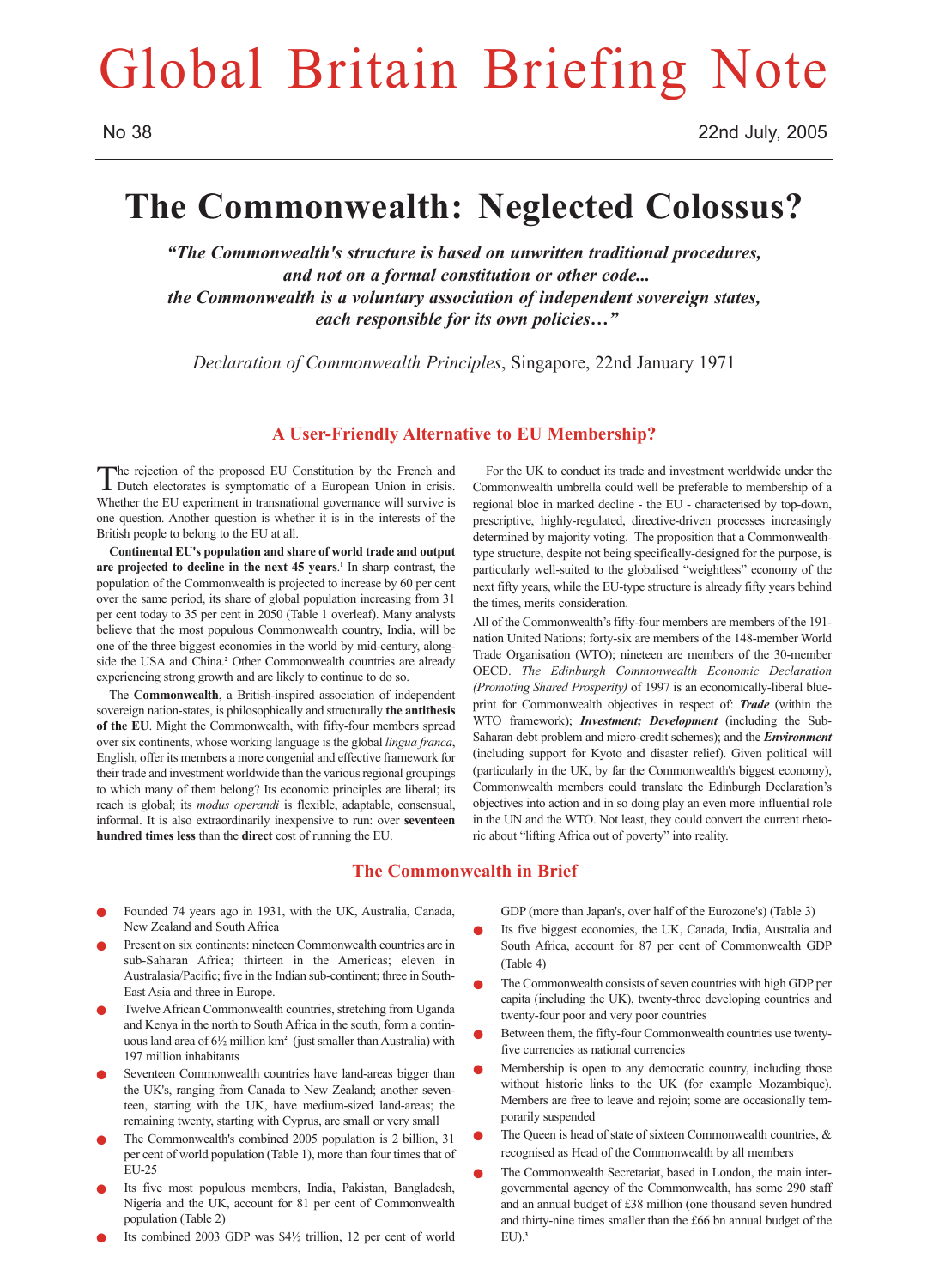# Global Britain Briefing Note

No 38

22nd July, 2005

## The Commonwealth: Neglected Colossus?

***"The Commonwealth's structure is based on unwritten traditional procedures, and not on a formal constitution or other code... the Commonwealth is a voluntary association of independent sovereign states, each responsible for its own policies…"***

*Declaration of Commonwealth Principles*, Singapore, 22nd January 1971

### A User-Friendly Alternative to EU Membership?

The rejection of the proposed EU Constitution by the French and Dutch electorates is symptomatic of a European Union in crisis. Whether the EU experiment in transnational governance will survive is one question. Another question is whether it is in the interests of the British people to belong to the EU at all.

**Continental EU's population and share of world trade and output are projected to decline in the next 45 years**.[1] In sharp contrast, the population of the Commonwealth is projected to increase by 60 per cent over the same period, its share of global population increasing from 31 per cent today to 35 per cent in 2050 (Table 1 overleaf). Many analysts believe that the most populous Commonwealth country, India, will be one of the three biggest economies in the world by mid-century, alongside the USA and China.[2] Other Commonwealth countries are already experiencing strong growth and are likely to continue to do so.

The **Commonwealth**, a British-inspired association of independent sovereign nation-states, is philosophically and structurally **the antithesis of the EU**. Might the Commonwealth, with fifty-four members spread over six continents, whose working language is the global *lingua franca*, English, offer its members a more congenial and effective framework for their trade and investment worldwide than the various regional groupings to which many of them belong? Its economic principles are liberal; its reach is global; its *modus operandi* is flexible, adaptable, consensual, informal. It is also extraordinarily inexpensive to run: over **seventeen hundred times less** than the **direct** cost of running the EU.

For the UK to conduct its trade and investment worldwide under the Commonwealth umbrella could well be preferable to membership of a regional bloc in marked decline - the EU - characterised by top-down, prescriptive, highly-regulated, directive-driven processes increasingly determined by majority voting. The proposition that a Commonwealth-type structure, despite not being specifically-designed for the purpose, is particularly well-suited to the globalised "weightless" economy of the next fifty years, while the EU-type structure is already fifty years behind the times, merits consideration.

All of the Commonwealth's fifty-four members are members of the 191-nation United Nations; forty-six are members of the 148-member World Trade Organisation (WTO); nineteen are members of the 30-member OECD. *The Edinburgh Commonwealth Economic Declaration (Promoting Shared Prosperity)* of 1997 is an economically-liberal blueprint for Commonwealth objectives in respect of: ***Trade*** (within the WTO framework); ***Investment; Development*** (including the Sub-Saharan debt problem and micro-credit schemes); and the ***Environment*** (including support for Kyoto and disaster relief). Given political will (particularly in the UK, by far the Commonwealth's biggest economy), Commonwealth members could translate the Edinburgh Declaration's objectives into action and in so doing play an even more influential role in the UN and the WTO. Not least, they could convert the current rhetoric about "lifting Africa out of poverty" into reality.

### The Commonwealth in Brief

- Founded 74 years ago in 1931, with the UK, Australia, Canada, New Zealand and South Africa
- Present on six continents: nineteen Commonwealth countries are in sub-Saharan Africa; thirteen in the Americas; eleven in Australasia/Pacific; five in the Indian sub-continent; three in South-East Asia and three in Europe.
- Twelve African Commonwealth countries, stretching from Uganda and Kenya in the north to South Africa in the south, form a continuous land area of 6½ million km² (just smaller than Australia) with 197 million inhabitants
- Seventeen Commonwealth countries have land-areas bigger than the UK's, ranging from Canada to New Zealand; another seventeen, starting with the UK, have medium-sized land-areas; the remaining twenty, starting with Cyprus, are small or very small
- The Commonwealth's combined 2005 population is 2 billion, 31 per cent of world population (Table 1), more than four times that of EU-25
- Its five most populous members, India, Pakistan, Bangladesh, Nigeria and the UK, account for 81 per cent of Commonwealth population (Table 2)
- Its combined 2003 GDP was $4½ trillion, 12 per cent of world GDP (more than Japan's, over half of the Eurozone's) (Table 3)
- Its five biggest economies, the UK, Canada, India, Australia and South Africa, account for 87 per cent of Commonwealth GDP (Table 4)
- The Commonwealth consists of seven countries with high GDP per capita (including the UK), twenty-three developing countries and twenty-four poor and very poor countries
- Between them, the fifty-four Commonwealth countries use twenty-five currencies as national currencies
- Membership is open to any democratic country, including those without historic links to the UK (for example Mozambique). Members are free to leave and rejoin; some are occasionally temporarily suspended
- The Queen is head of state of sixteen Commonwealth countries, & recognised as Head of the Commonwealth by all members
- The Commonwealth Secretariat, based in London, the main intergovernmental agency of the Commonwealth, has some 290 staff and an annual budget of £38 million (one thousand seven hundred and thirty-nine times smaller than the £66 bn annual budget of the EU).[3]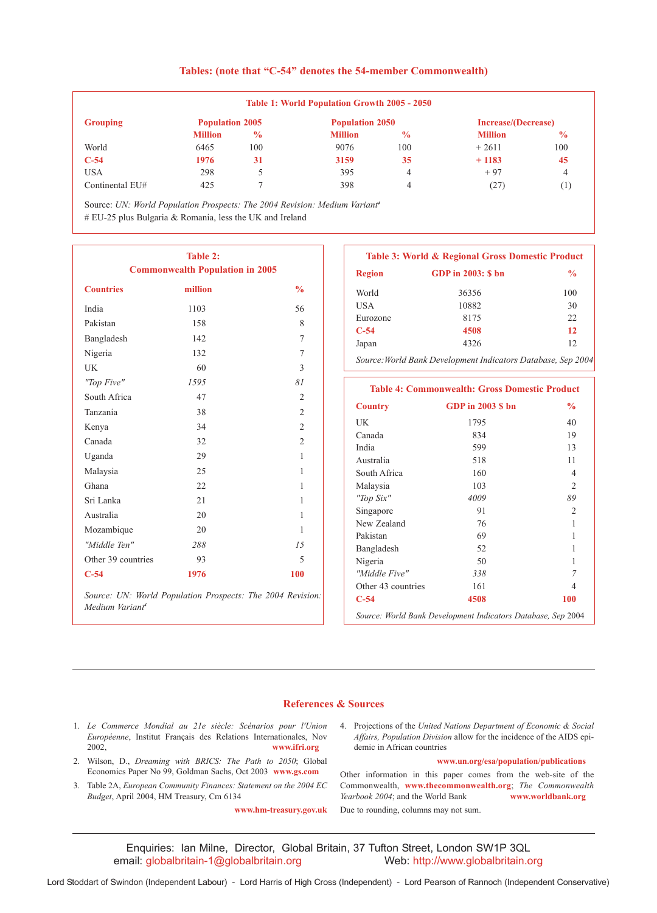## Tables: (note that "C-54" denotes the 54-member Commonwealth)

**Table 1: World Population Growth 2005 - 2050**

| Grouping | Population 2005 | | Population 2050 | | Increase/(Decrease) | |
|---|---|---|---|---|---|---|
| | Million | % | Million | % | Million | % |
| World | 6465 | 100 | 9076 | 100 | + 2611 | 100 |
| **C-54** | **1976** | **31** | **3159** | **35** | **+ 1183** | **45** |
| USA | 298 | 5 | 395 | 4 | + 97 | 4 |
| Continental EU# | 425 | 7 | 398 | 4 | (27) | (1) |

Source: *UN: World Population Prospects: The 2004 Revision: Medium Variant*[4]
# EU-25 plus Bulgaria & Romania, less the UK and Ireland

**Table 2: Commonwealth Population in 2005**

| Countries | million | % |
|---|---|---|
| India | 1103 | 56 |
| Pakistan | 158 | 8 |
| Bangladesh | 142 | 7 |
| Nigeria | 132 | 7 |
| UK | 60 | 3 |
| *"Top Five"* | *1595* | *81* |
| South Africa | 47 | 2 |
| Tanzania | 38 | 2 |
| Kenya | 34 | 2 |
| Canada | 32 | 2 |
| Uganda | 29 | 1 |
| Malaysia | 25 | 1 |
| Ghana | 22 | 1 |
| Sri Lanka | 21 | 1 |
| Australia | 20 | 1 |
| Mozambique | 20 | 1 |
| *"Middle Ten"* | *288* | *15* |
| Other 39 countries | 93 | 5 |
| **C-54** | **1976** | **100** |

*Source: UN: World Population Prospects: The 2004 Revision: Medium Variant*[4]

**Table 3: World & Regional Gross Domestic Product**

| Region | GDP in 2003: $ bn | % |
|---|---|---|
| World | 36356 | 100 |
| USA | 10882 | 30 |
| Eurozone | 8175 | 22 |
| **C-54** | **4508** | **12** |
| Japan | 4326 | 12 |

*Source: World Bank Development Indicators Database, Sep 2004*

**Table 4: Commonwealth: Gross Domestic Product**

| Country | GDP in 2003 $ bn | % |
|---|---|---|
| UK | 1795 | 40 |
| Canada | 834 | 19 |
| India | 599 | 13 |
| Australia | 518 | 11 |
| South Africa | 160 | 4 |
| Malaysia | 103 | 2 |
| *"Top Six"* | *4009* | *89* |
| Singapore | 91 | 2 |
| New Zealand | 76 | 1 |
| Pakistan | 69 | 1 |
| Bangladesh | 52 | 1 |
| Nigeria | 50 | 1 |
| *"Middle Five"* | *338* | *7* |
| Other 43 countries | 161 | 4 |
| **C-54** | **4508** | **100** |

*Source: World Bank Development Indicators Database, Sep* 2004

## References & Sources

1. *Le Commerce Mondial au 21e siècle: Scénarios pour l'Union Européenne*, Institut Français des Relations Internationales, Nov 2002, **www.ifri.org**
2. Wilson, D., *Dreaming with BRICS: The Path to 2050*; Global Economics Paper No 99, Goldman Sachs, Oct 2003 **www.gs.com**
3. Table 2A, *European Community Finances: Statement on the 2004 EC Budget*, April 2004, HM Treasury, Cm 6134 **www.hm-treasury.gov.uk**
4. Projections of the *United Nations Department of Economic & Social Affairs, Population Division* allow for the incidence of the AIDS epidemic in African countries **www.un.org/esa/population/publications**

Other information in this paper comes from the web-site of the Commonwealth, **www.thecommonwealth.org**; *The Commonwealth Yearbook 2004*; and the World Bank **www.worldbank.org**

Due to rounding, columns may not sum.

Enquiries: Ian Milne, Director, Global Britain, 37 Tufton Street, London SW1P 3QL
email: globalbritain-1@globalbritain.org Web: http://www.globalbritain.org

Lord Stoddart of Swindon (Independent Labour) - Lord Harris of High Cross (Independent) - Lord Pearson of Rannoch (Independent Conservative)